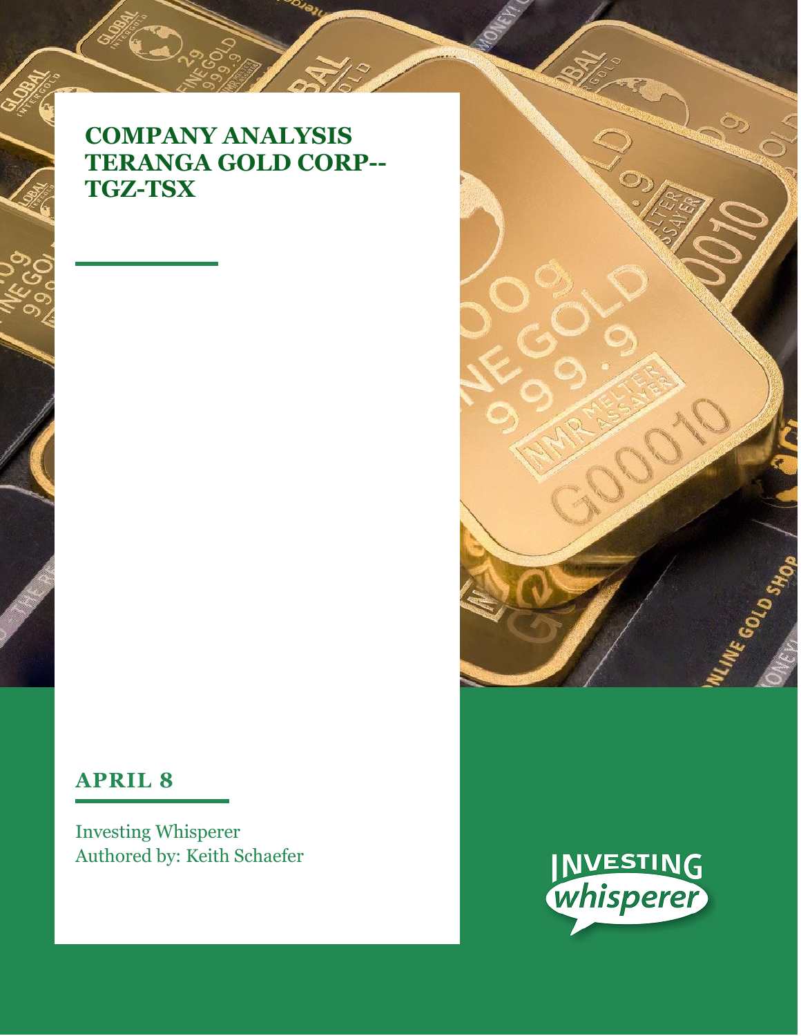# COMPANY ANALYSIS TERANGA GOLD CORP-- TGZ-TSX

## APRIL 8

Investing Whisperer
Authored by: Keith Schaefer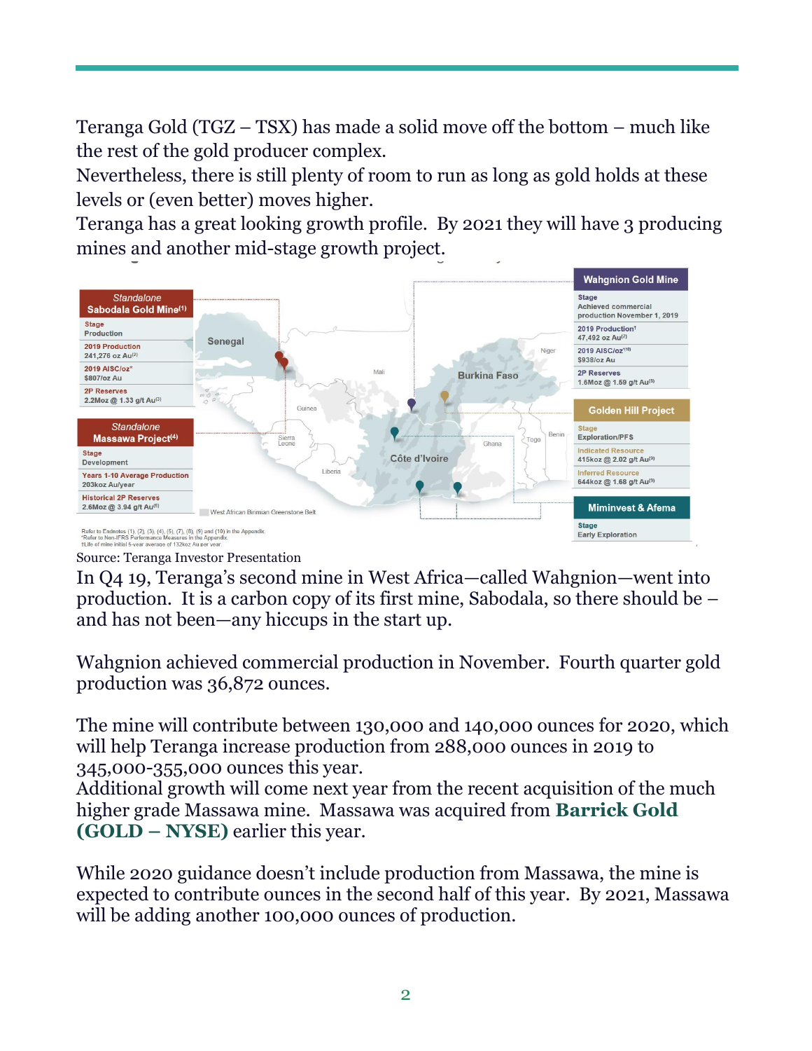Teranga Gold (TGZ – TSX) has made a solid move off the bottom – much like the rest of the gold producer complex.

Nevertheless, there is still plenty of room to run as long as gold holds at these levels or (even better) moves higher.

Teranga has a great looking growth profile. By 2021 they will have 3 producing mines and another mid-stage growth project.

**Standalone Sabodala Gold Mine**[1]
Stage: Production
2019 Production: 241,276 oz Au[2]
2019 AISC/oz*: $807/oz Au
2P Reserves: 2.2Moz @ 1.33 g/t Au[3]

**Standalone Massawa Project**[4]
Stage: Development
Years 1-10 Average Production: 203koz Au/year
Historical 2P Reserves: 2.6Moz @ 3.94 g/t Au[5]

**Wahgnion Gold Mine**
Stage: Achieved commercial production November 1, 2019
2019 Production†: 47,492 oz Au[7]
2019 AISC/oz*[10]: $938/oz Au
2P Reserves: 1.6Moz @ 1.59 g/t Au[3]

**Golden Hill Project**
Stage: Exploration/PFS
Indicated Resource: 415koz @ 2.02 g/t Au[9]
Inferred Resource: 644koz @ 1.68 g/t Au[9]

**Miminvest & Afema**
Stage: Early Exploration

West African Birimian Greenstone Belt

Refer to Endnotes (1), (2), (3), (4), (5), (7), (8), (9) and (10) in the Appendix.
*Refer to Non-IFRS Performance Measures in the Appendix.
†Life of mine initial 5-year average of 132koz Au per year.

Source: Teranga Investor Presentation

In Q4 19, Teranga's second mine in West Africa—called Wahgnion—went into production. It is a carbon copy of its first mine, Sabodala, so there should be – and has not been—any hiccups in the start up.

Wahgnion achieved commercial production in November. Fourth quarter gold production was 36,872 ounces.

The mine will contribute between 130,000 and 140,000 ounces for 2020, which will help Teranga increase production from 288,000 ounces in 2019 to 345,000-355,000 ounces this year.

Additional growth will come next year from the recent acquisition of the much higher grade Massawa mine. Massawa was acquired from **Barrick Gold (GOLD – NYSE)** earlier this year.

While 2020 guidance doesn't include production from Massawa, the mine is expected to contribute ounces in the second half of this year. By 2021, Massawa will be adding another 100,000 ounces of production.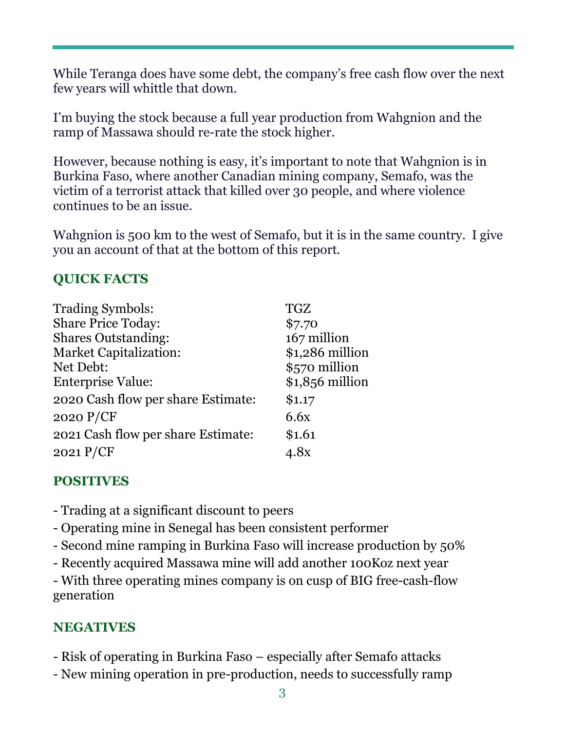While Teranga does have some debt, the company's free cash flow over the next few years will whittle that down.

I'm buying the stock because a full year production from Wahgnion and the ramp of Massawa should re-rate the stock higher.

However, because nothing is easy, it's important to note that Wahgnion is in Burkina Faso, where another Canadian mining company, Semafo, was the victim of a terrorist attack that killed over 30 people, and where violence continues to be an issue.

Wahgnion is 500 km to the west of Semafo, but it is in the same country. I give you an account of that at the bottom of this report.

## QUICK FACTS

| | |
|---|---|
| Trading Symbols: | TGZ |
| Share Price Today: | $7.70 |
| Shares Outstanding: | 167 million |
| Market Capitalization: | $1,286 million |
| Net Debt: | $570 million |
| Enterprise Value: | $1,856 million |
| 2020 Cash flow per share Estimate: | $1.17 |
| 2020 P/CF | 6.6x |
| 2021 Cash flow per share Estimate: | $1.61 |
| 2021 P/CF | 4.8x |

## POSITIVES

- Trading at a significant discount to peers
- Operating mine in Senegal has been consistent performer
- Second mine ramping in Burkina Faso will increase production by 50%
- Recently acquired Massawa mine will add another 100Koz next year
- With three operating mines company is on cusp of BIG free-cash-flow generation

## NEGATIVES

- Risk of operating in Burkina Faso – especially after Semafo attacks
- New mining operation in pre-production, needs to successfully ramp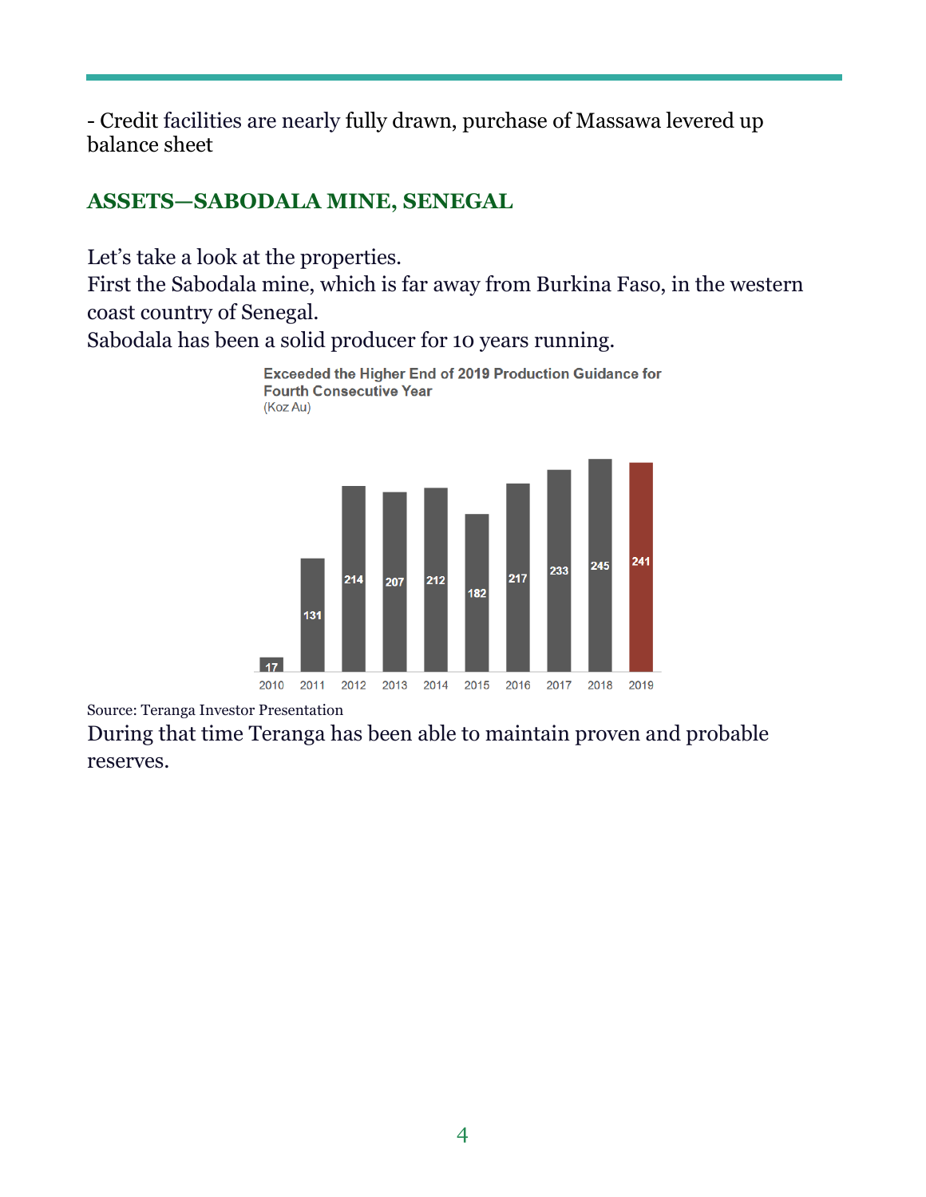- Credit facilities are nearly fully drawn, purchase of Massawa levered up balance sheet

## ASSETS—SABODALA MINE, SENEGAL

Let's take a look at the properties.
First the Sabodala mine, which is far away from Burkina Faso, in the western coast country of Senegal.
Sabodala has been a solid producer for 10 years running.

**Exceeded the Higher End of 2019 Production Guidance for Fourth Consecutive Year**
(Koz Au)

| Year | Koz Au |
|---|---|
| 2010 | 17 |
| 2011 | 131 |
| 2012 | 214 |
| 2013 | 207 |
| 2014 | 212 |
| 2015 | 182 |
| 2016 | 217 |
| 2017 | 233 |
| 2018 | 245 |
| 2019 | 241 |

Source: Teranga Investor Presentation

During that time Teranga has been able to maintain proven and probable reserves.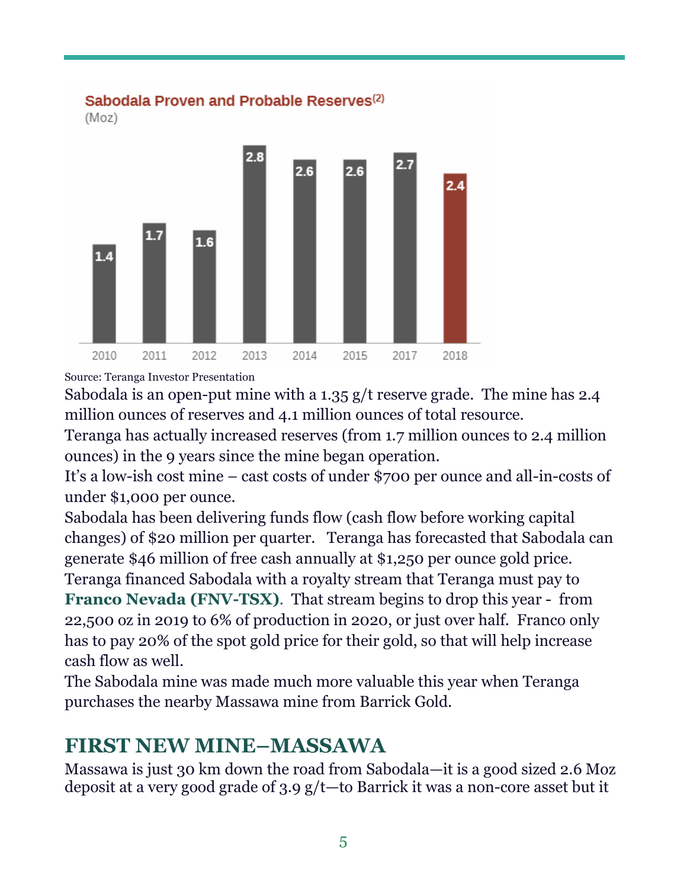Sabodala Proven and Probable Reserves[2]
(Moz)

| 2010 | 2011 | 2012 | 2013 | 2014 | 2015 | 2017 | 2018 |
|---|---|---|---|---|---|---|---|
| 1.4 | 1.7 | 1.6 | 2.8 | 2.6 | 2.6 | 2.7 | 2.4 |

Source: Teranga Investor Presentation

Sabodala is an open-put mine with a 1.35 g/t reserve grade. The mine has 2.4 million ounces of reserves and 4.1 million ounces of total resource.

Teranga has actually increased reserves (from 1.7 million ounces to 2.4 million ounces) in the 9 years since the mine began operation.

It's a low-ish cost mine – cast costs of under $700 per ounce and all-in-costs of under $1,000 per ounce.

Sabodala has been delivering funds flow (cash flow before working capital changes) of $20 million per quarter. Teranga has forecasted that Sabodala can generate $46 million of free cash annually at $1,250 per ounce gold price.

Teranga financed Sabodala with a royalty stream that Teranga must pay to **Franco Nevada (FNV-TSX)**. That stream begins to drop this year - from 22,500 oz in 2019 to 6% of production in 2020, or just over half. Franco only has to pay 20% of the spot gold price for their gold, so that will help increase cash flow as well.

The Sabodala mine was made much more valuable this year when Teranga purchases the nearby Massawa mine from Barrick Gold.

## FIRST NEW MINE–MASSAWA

Massawa is just 30 km down the road from Sabodala—it is a good sized 2.6 Moz deposit at a very good grade of 3.9 g/t—to Barrick it was a non-core asset but it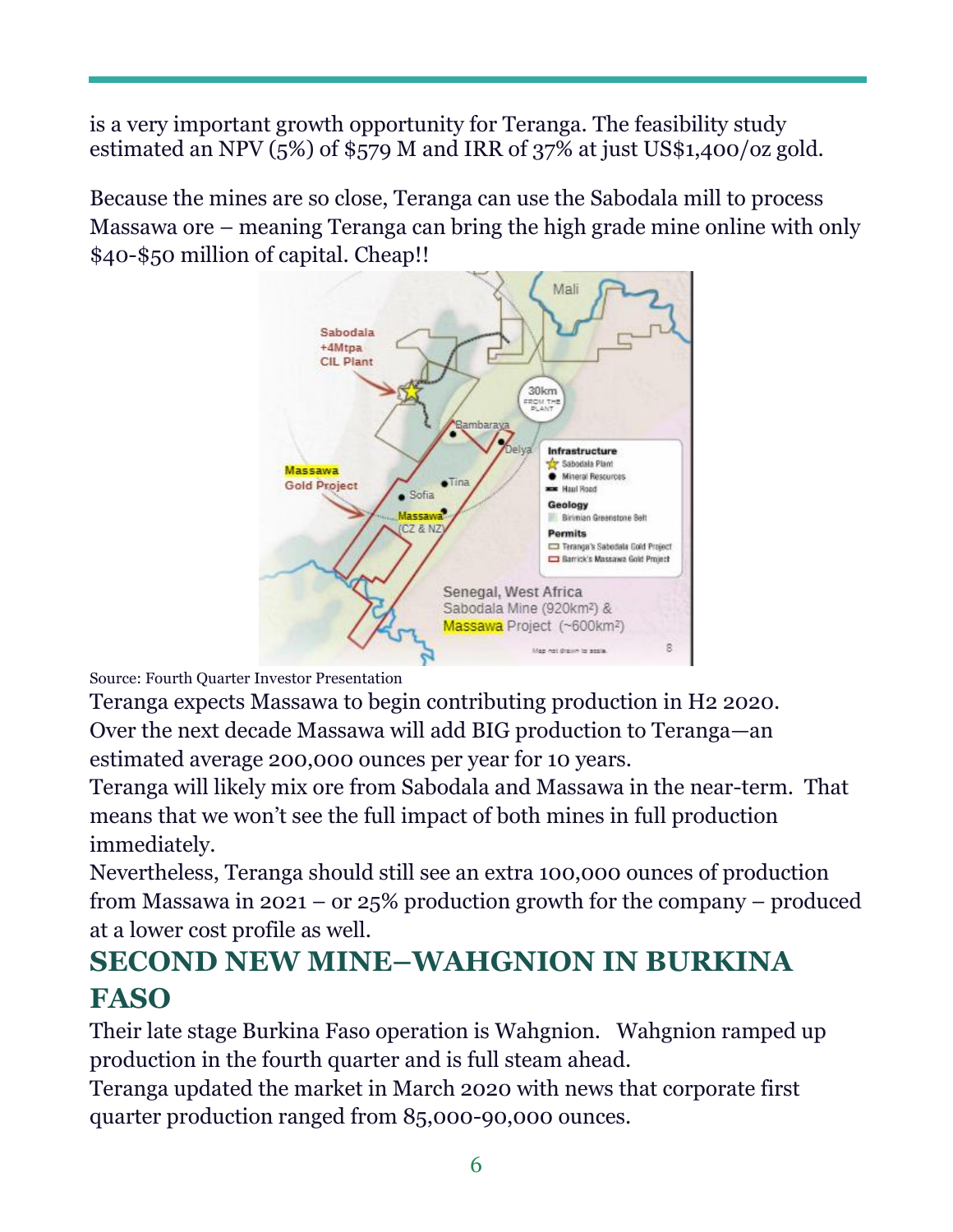is a very important growth opportunity for Teranga. The feasibility study estimated an NPV (5%) of $579 M and IRR of 37% at just US$1,400/oz gold.

Because the mines are so close, Teranga can use the Sabodala mill to process Massawa ore – meaning Teranga can bring the high grade mine online with only $40-$50 million of capital. Cheap!!

Source: Fourth Quarter Investor Presentation

Teranga expects Massawa to begin contributing production in H2 2020. Over the next decade Massawa will add BIG production to Teranga—an estimated average 200,000 ounces per year for 10 years.

Teranga will likely mix ore from Sabodala and Massawa in the near-term. That means that we won't see the full impact of both mines in full production immediately.

Nevertheless, Teranga should still see an extra 100,000 ounces of production from Massawa in 2021 – or 25% production growth for the company – produced at a lower cost profile as well.

## SECOND NEW MINE–WAHGNION IN BURKINA FASO

Their late stage Burkina Faso operation is Wahgnion. Wahgnion ramped up production in the fourth quarter and is full steam ahead.

Teranga updated the market in March 2020 with news that corporate first quarter production ranged from 85,000-90,000 ounces.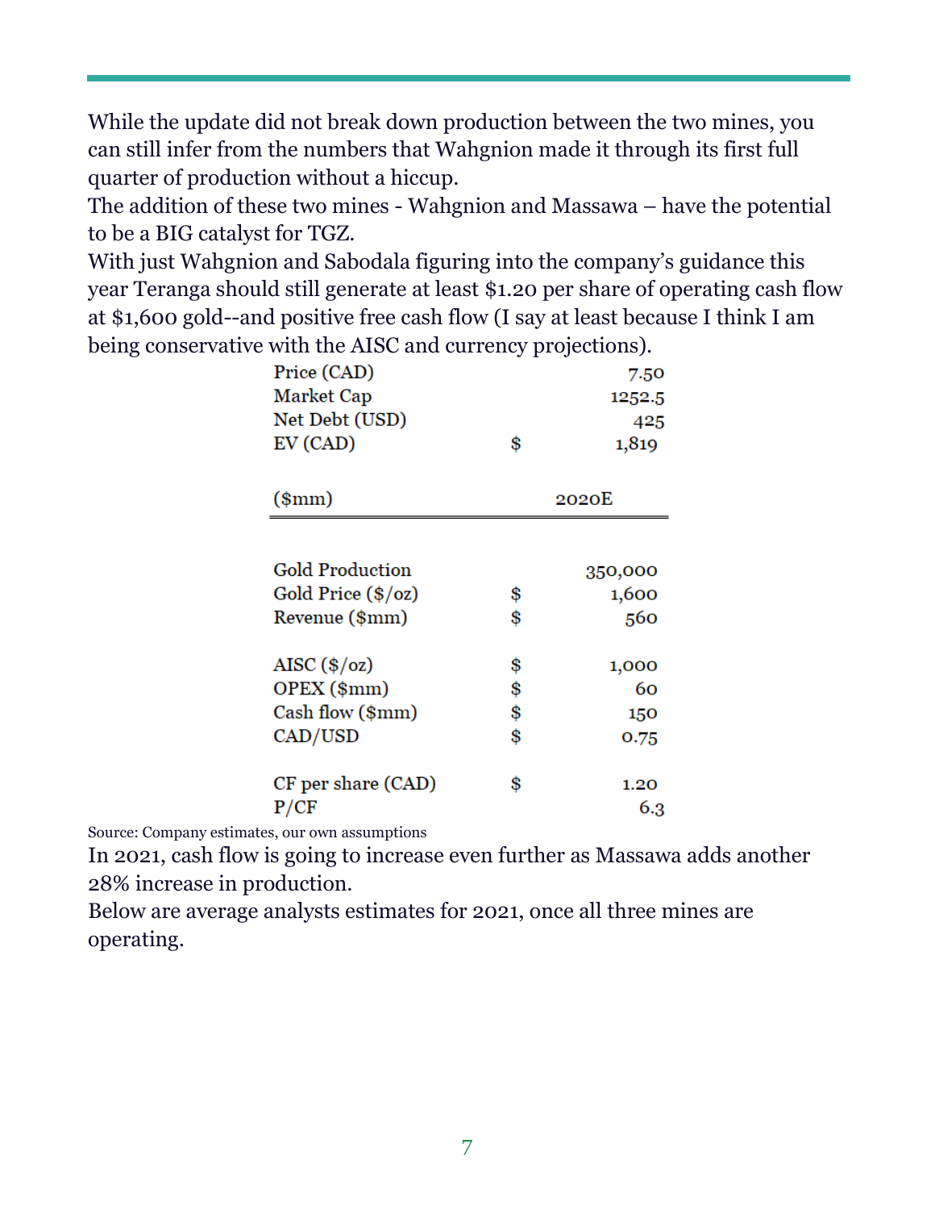While the update did not break down production between the two mines, you can still infer from the numbers that Wahgnion made it through its first full quarter of production without a hiccup.

The addition of these two mines - Wahgnion and Massawa – have the potential to be a BIG catalyst for TGZ.

With just Wahgnion and Sabodala figuring into the company's guidance this year Teranga should still generate at least $1.20 per share of operating cash flow at $1,600 gold--and positive free cash flow (I say at least because I think I am being conservative with the AISC and currency projections).

| | | |
|---|---|---|
| Price (CAD) | | 7.50 |
| Market Cap | | 1252.5 |
| Net Debt (USD) | | 425 |
| EV (CAD) | $ | 1,819 |
| | | |
| ($mm) | | 2020E |
| | | |
| Gold Production | | 350,000 |
| Gold Price ($/oz) | $ | 1,600 |
| Revenue ($mm) | $ | 560 |
| | | |
| AISC ($/oz) | $ | 1,000 |
| OPEX ($mm) | $ | 60 |
| Cash flow ($mm) | $ | 150 |
| CAD/USD | $ | 0.75 |
| | | |
| CF per share (CAD) | $ | 1.20 |
| P/CF | | 6.3 |

Source: Company estimates, our own assumptions

In 2021, cash flow is going to increase even further as Massawa adds another 28% increase in production.

Below are average analysts estimates for 2021, once all three mines are operating.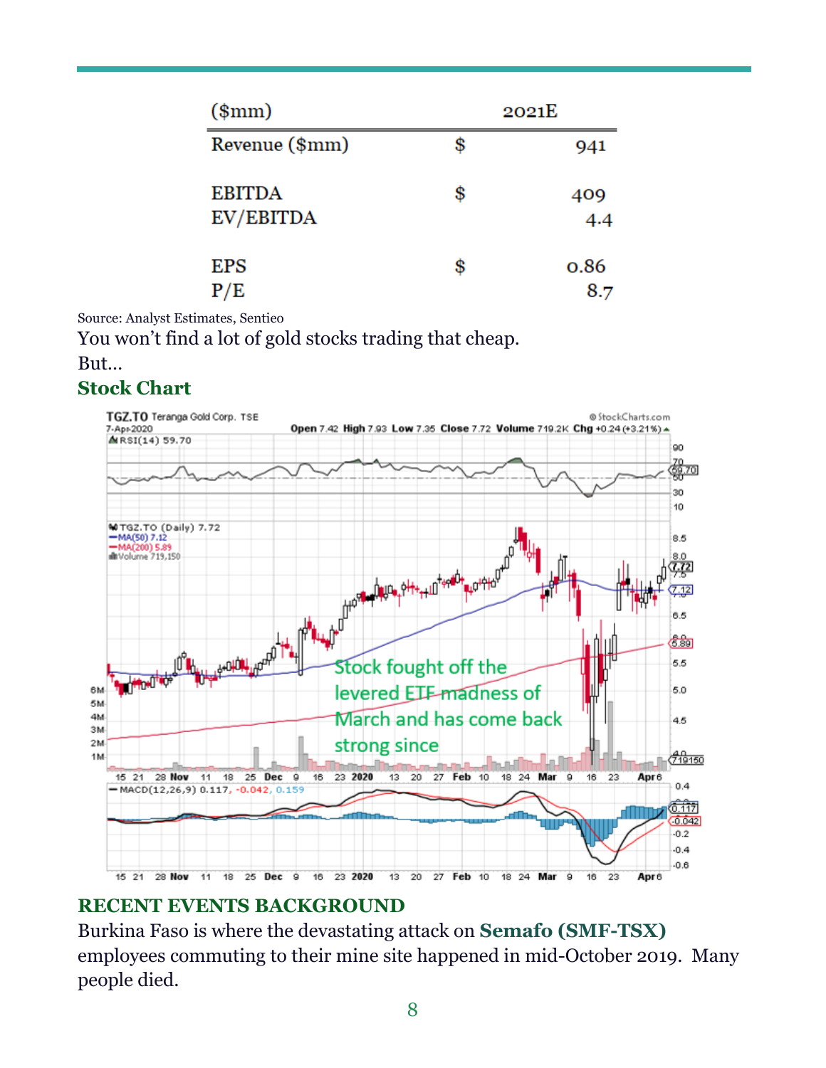| ($mm) | | 2021E |
|---|---|---|
| Revenue ($mm) | $ | 941 |
| EBITDA | $ | 409 |
| EV/EBITDA | | 4.4 |
| EPS | $ | 0.86 |
| P/E | | 8.7 |

Source: Analyst Estimates, Sentieo

You won't find a lot of gold stocks trading that cheap.

But…

## Stock Chart

## RECENT EVENTS BACKGROUND

Burkina Faso is where the devastating attack on **Semafo (SMF-TSX)** employees commuting to their mine site happened in mid-October 2019. Many people died.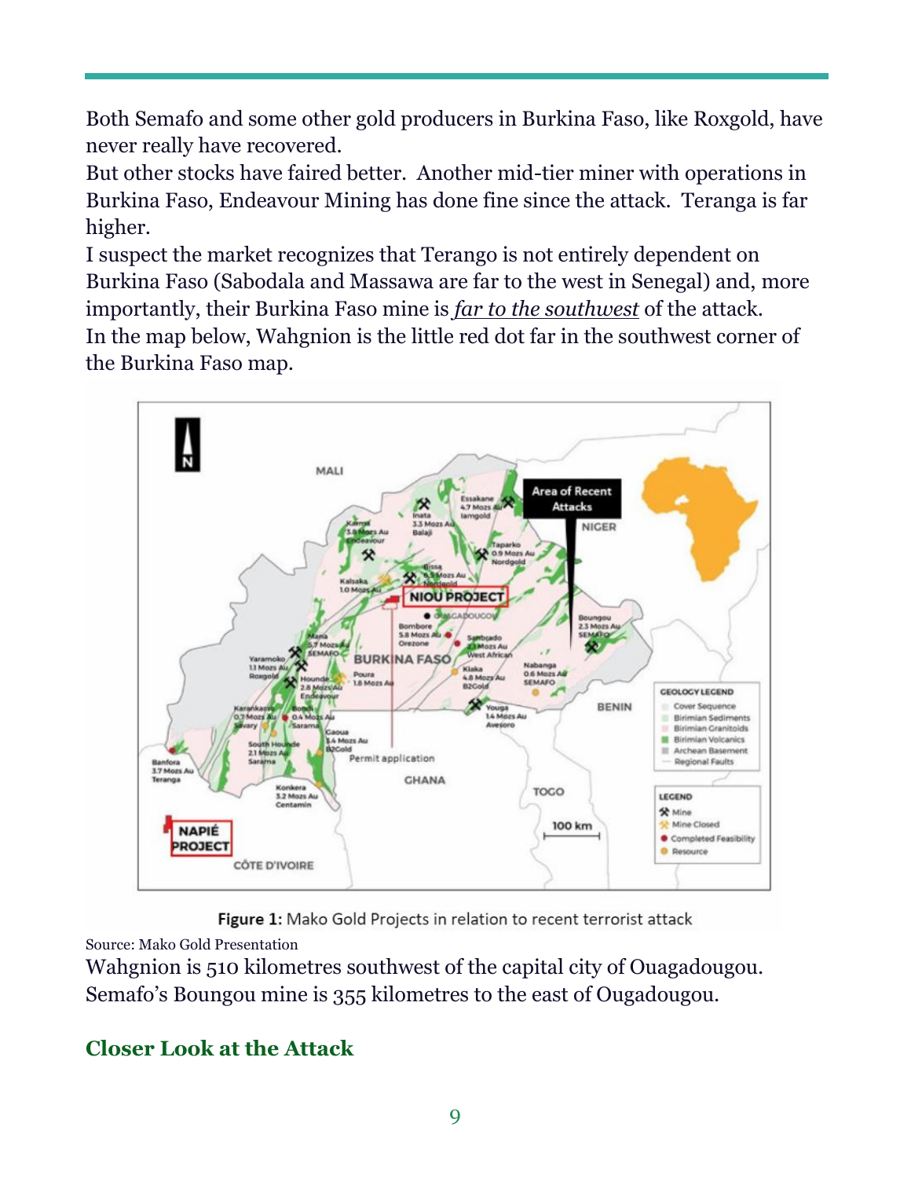Both Semafo and some other gold producers in Burkina Faso, like Roxgold, have never really have recovered.

But other stocks have faired better. Another mid-tier miner with operations in Burkina Faso, Endeavour Mining has done fine since the attack. Teranga is far higher.

I suspect the market recognizes that Terango is not entirely dependent on Burkina Faso (Sabodala and Massawa are far to the west in Senegal) and, more importantly, their Burkina Faso mine is *far to the southwest* of the attack.

In the map below, Wahgnion is the little red dot far in the southwest corner of the Burkina Faso map.

**Figure 1:** Mako Gold Projects in relation to recent terrorist attack

Source: Mako Gold Presentation

Wahgnion is 510 kilometres southwest of the capital city of Ouagadougou. Semafo's Boungou mine is 355 kilometres to the east of Ougadougou.

## Closer Look at the Attack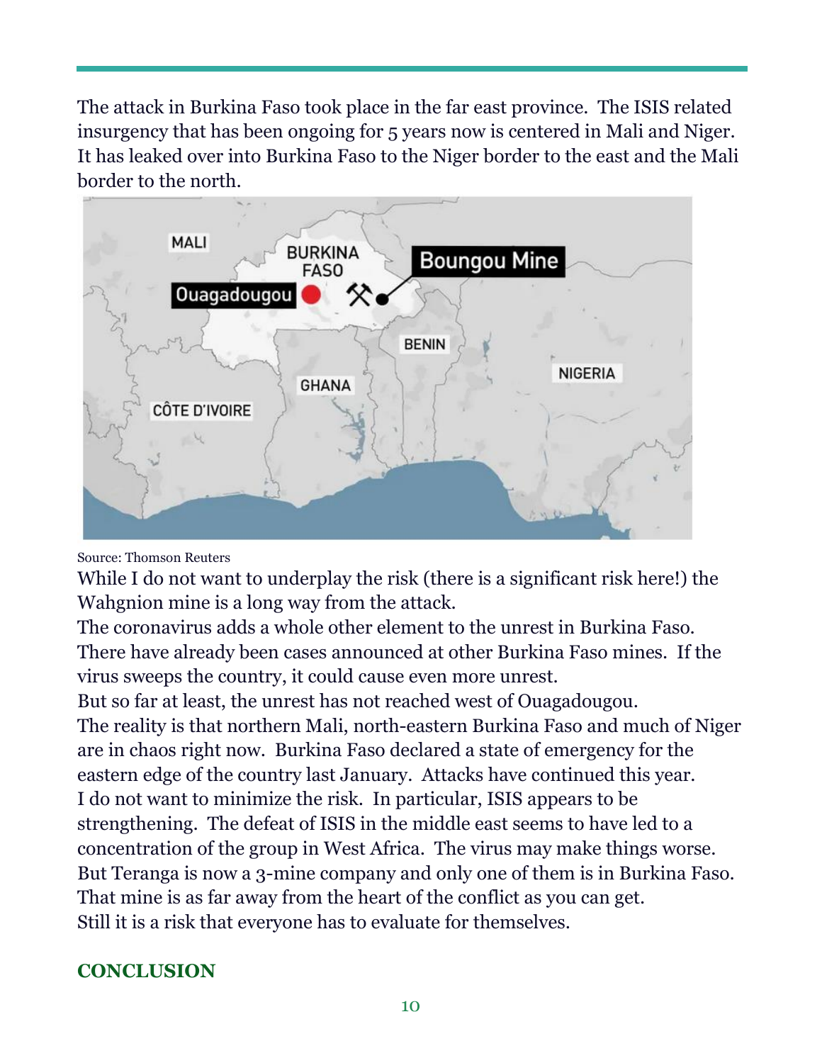The attack in Burkina Faso took place in the far east province. The ISIS related insurgency that has been ongoing for 5 years now is centered in Mali and Niger. It has leaked over into Burkina Faso to the Niger border to the east and the Mali border to the north.

Source: Thomson Reuters

While I do not want to underplay the risk (there is a significant risk here!) the Wahgnion mine is a long way from the attack.

The coronavirus adds a whole other element to the unrest in Burkina Faso. There have already been cases announced at other Burkina Faso mines. If the virus sweeps the country, it could cause even more unrest.

But so far at least, the unrest has not reached west of Ouagadougou.

The reality is that northern Mali, north-eastern Burkina Faso and much of Niger are in chaos right now. Burkina Faso declared a state of emergency for the eastern edge of the country last January. Attacks have continued this year.

I do not want to minimize the risk. In particular, ISIS appears to be strengthening. The defeat of ISIS in the middle east seems to have led to a concentration of the group in West Africa. The virus may make things worse.

But Teranga is now a 3-mine company and only one of them is in Burkina Faso. That mine is as far away from the heart of the conflict as you can get.

Still it is a risk that everyone has to evaluate for themselves.

## CONCLUSION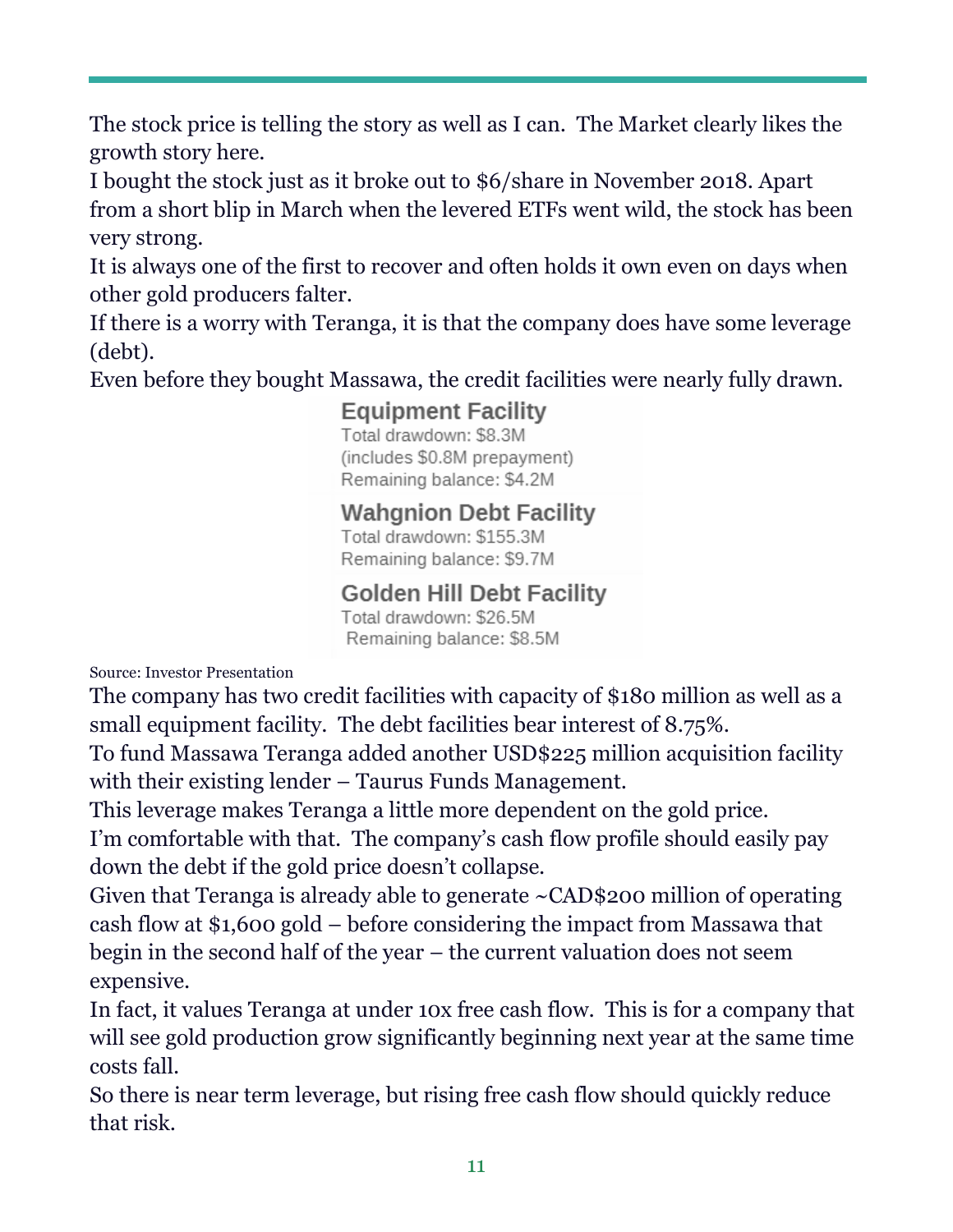The stock price is telling the story as well as I can. The Market clearly likes the growth story here.

I bought the stock just as it broke out to $6/share in November 2018. Apart from a short blip in March when the levered ETFs went wild, the stock has been very strong.

It is always one of the first to recover and often holds it own even on days when other gold producers falter.

If there is a worry with Teranga, it is that the company does have some leverage (debt).

Even before they bought Massawa, the credit facilities were nearly fully drawn.

**Equipment Facility**
Total drawdown: $8.3M
(includes $0.8M prepayment)
Remaining balance: $4.2M

**Wahgnion Debt Facility**
Total drawdown: $155.3M
Remaining balance: $9.7M

**Golden Hill Debt Facility**
Total drawdown: $26.5M
Remaining balance: $8.5M

Source: Investor Presentation

The company has two credit facilities with capacity of $180 million as well as a small equipment facility. The debt facilities bear interest of 8.75%.

To fund Massawa Teranga added another USD$225 million acquisition facility with their existing lender – Taurus Funds Management.

This leverage makes Teranga a little more dependent on the gold price.

I'm comfortable with that. The company's cash flow profile should easily pay down the debt if the gold price doesn't collapse.

Given that Teranga is already able to generate ~CAD$200 million of operating cash flow at $1,600 gold – before considering the impact from Massawa that begin in the second half of the year – the current valuation does not seem expensive.

In fact, it values Teranga at under 10x free cash flow. This is for a company that will see gold production grow significantly beginning next year at the same time costs fall.

So there is near term leverage, but rising free cash flow should quickly reduce that risk.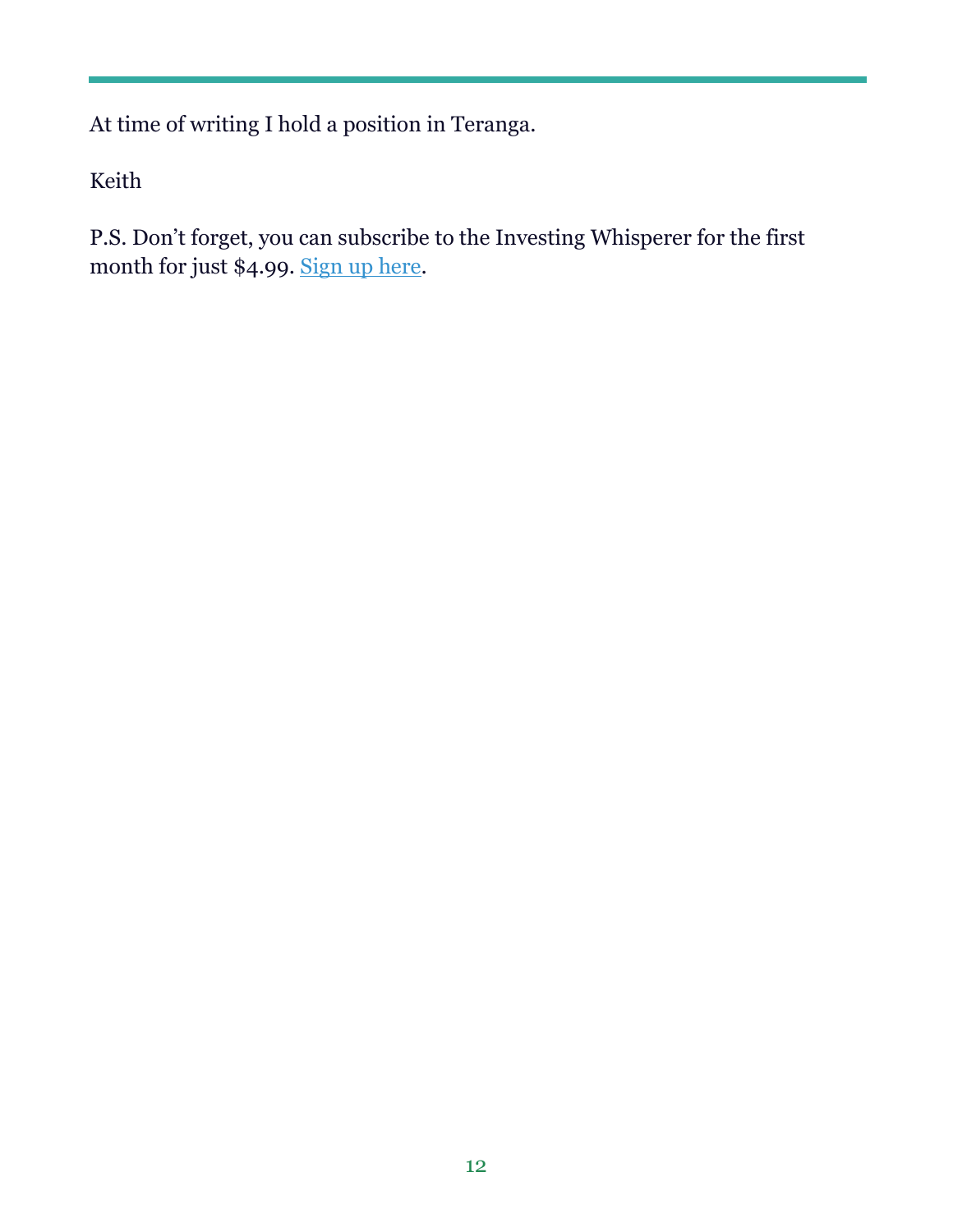At time of writing I hold a position in Teranga.

Keith

P.S. Don’t forget, you can subscribe to the Investing Whisperer for the first month for just $4.99. Sign up here.